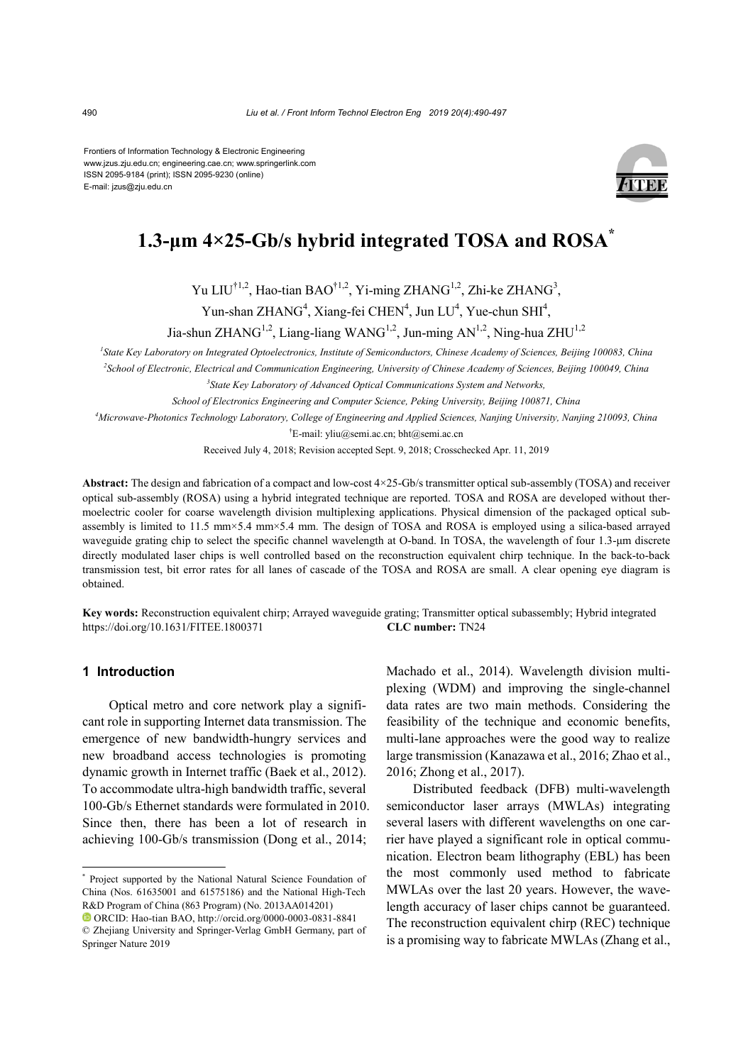Frontiers of Information Technology & Electronic Engineering
www.jzus.zju.edu.cn; engineering.cae.cn; www.springerlink.com
ISSN 2095-9184 (print); ISSN 2095-9230 (online)
E-mail: jzus@zju.edu.cn

# 1.3-μm 4×25-Gb/s hybrid integrated TOSA and ROSA[*]

Yu LIU[†1,2], Hao-tian BAO[†1,2], Yi-ming ZHANG[1,2], Zhi-ke ZHANG[3], Yun-shan ZHANG[4], Xiang-fei CHEN[4], Jun LU[4], Yue-chun SHI[4], Jia-shun ZHANG[1,2], Liang-liang WANG[1,2], Jun-ming AN[1,2], Ning-hua ZHU[1,2]

[1]*State Key Laboratory on Integrated Optoelectronics, Institute of Semiconductors, Chinese Academy of Sciences, Beijing 100083, China*

[2]*School of Electronic, Electrical and Communication Engineering, University of Chinese Academy of Sciences, Beijing 100049, China*

[3]*State Key Laboratory of Advanced Optical Communications System and Networks, School of Electronics Engineering and Computer Science, Peking University, Beijing 100871, China*

[4]*Microwave-Photonics Technology Laboratory, College of Engineering and Applied Sciences, Nanjing University, Nanjing 210093, China*

[†]E-mail: yliu@semi.ac.cn; bht@semi.ac.cn

Received July 4, 2018; Revision accepted Sept. 9, 2018; Crosschecked Apr. 11, 2019

**Abstract:** The design and fabrication of a compact and low-cost 4×25-Gb/s transmitter optical sub-assembly (TOSA) and receiver optical sub-assembly (ROSA) using a hybrid integrated technique are reported. TOSA and ROSA are developed without thermoelectric cooler for coarse wavelength division multiplexing applications. Physical dimension of the packaged optical subassembly is limited to 11.5 mm×5.4 mm×5.4 mm. The design of TOSA and ROSA is employed using a silica-based arrayed waveguide grating chip to select the specific channel wavelength at O-band. In TOSA, the wavelength of four 1.3-μm discrete directly modulated laser chips is well controlled based on the reconstruction equivalent chirp technique. In the back-to-back transmission test, bit error rates for all lanes of cascade of the TOSA and ROSA are small. A clear opening eye diagram is obtained.

**Key words:** Reconstruction equivalent chirp; Arrayed waveguide grating; Transmitter optical subassembly; Hybrid integrated
https://doi.org/10.1631/FITEE.1800371 **CLC number:** TN24

## 1 Introduction

Optical metro and core network play a significant role in supporting Internet data transmission. The emergence of new bandwidth-hungry services and new broadband access technologies is promoting dynamic growth in Internet traffic (Baek et al., 2012). To accommodate ultra-high bandwidth traffic, several 100-Gb/s Ethernet standards were formulated in 2010. Since then, there has been a lot of research in achieving 100-Gb/s transmission (Dong et al., 2014; Machado et al., 2014). Wavelength division multiplexing (WDM) and improving the single-channel data rates are two main methods. Considering the feasibility of the technique and economic benefits, multi-lane approaches were the good way to realize large transmission (Kanazawa et al., 2016; Zhao et al., 2016; Zhong et al., 2017).

Distributed feedback (DFB) multi-wavelength semiconductor laser arrays (MWLAs) integrating several lasers with different wavelengths on one carrier have played a significant role in optical communication. Electron beam lithography (EBL) has been the most commonly used method to fabricate MWLAs over the last 20 years. However, the wavelength accuracy of laser chips cannot be guaranteed. The reconstruction equivalent chirp (REC) technique is a promising way to fabricate MWLAs (Zhang et al.,

---

[*] Project supported by the National Natural Science Foundation of China (Nos. 61635001 and 61575186) and the National High-Tech R&D Program of China (863 Program) (No. 2013AA014201)

ORCID: Hao-tian BAO, http://orcid.org/0000-0003-0831-8841

© Zhejiang University and Springer-Verlag GmbH Germany, part of Springer Nature 2019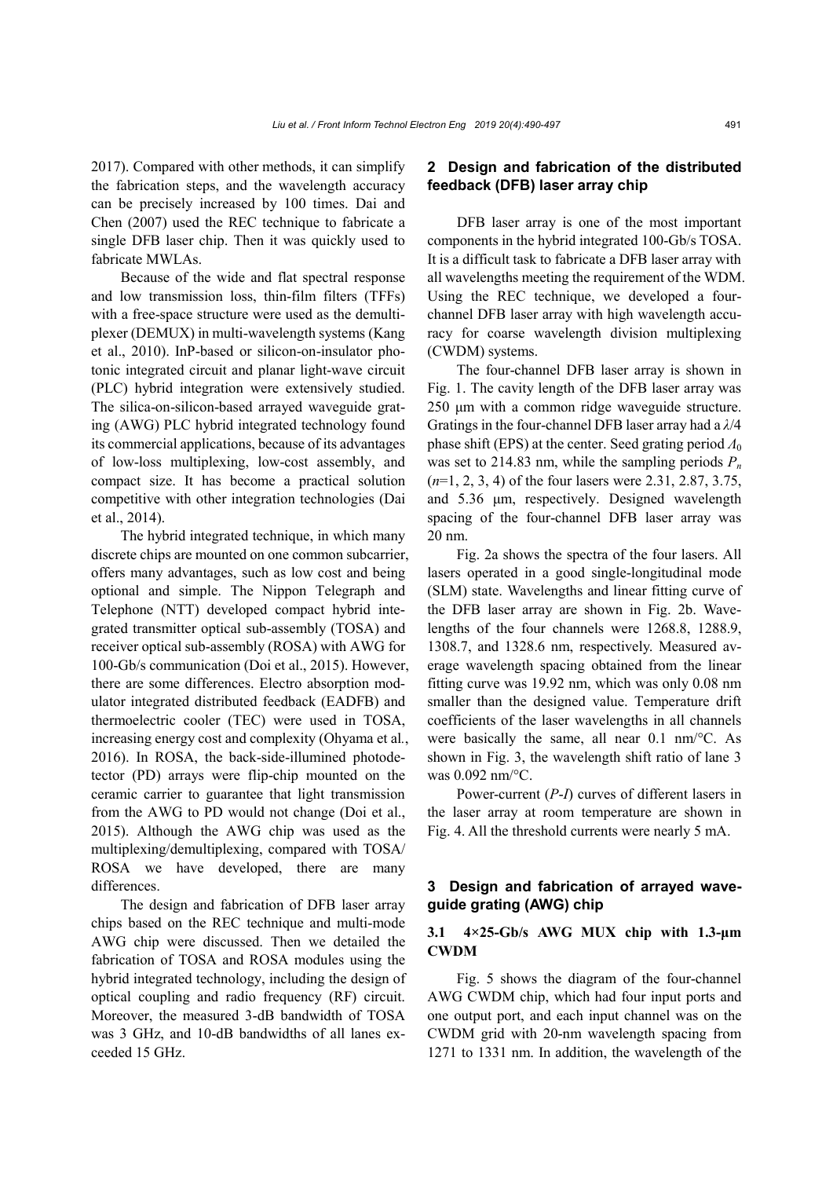2017). Compared with other methods, it can simplify the fabrication steps, and the wavelength accuracy can be precisely increased by 100 times. Dai and Chen (2007) used the REC technique to fabricate a single DFB laser chip. Then it was quickly used to fabricate MWLAs.

Because of the wide and flat spectral response and low transmission loss, thin-film filters (TFFs) with a free-space structure were used as the demultiplexer (DEMUX) in multi-wavelength systems (Kang et al., 2010). InP-based or silicon-on-insulator photonic integrated circuit and planar light-wave circuit (PLC) hybrid integration were extensively studied. The silica-on-silicon-based arrayed waveguide grating (AWG) PLC hybrid integrated technology found its commercial applications, because of its advantages of low-loss multiplexing, low-cost assembly, and compact size. It has become a practical solution competitive with other integration technologies (Dai et al., 2014).

The hybrid integrated technique, in which many discrete chips are mounted on one common subcarrier, offers many advantages, such as low cost and being optional and simple. The Nippon Telegraph and Telephone (NTT) developed compact hybrid integrated transmitter optical sub-assembly (TOSA) and receiver optical sub-assembly (ROSA) with AWG for 100-Gb/s communication (Doi et al., 2015). However, there are some differences. Electro absorption modulator integrated distributed feedback (EADFB) and thermoelectric cooler (TEC) were used in TOSA, increasing energy cost and complexity (Ohyama et al., 2016). In ROSA, the back-side-illumined photodetector (PD) arrays were flip-chip mounted on the ceramic carrier to guarantee that light transmission from the AWG to PD would not change (Doi et al., 2015). Although the AWG chip was used as the multiplexing/demultiplexing, compared with TOSA/ROSA we have developed, there are many differences.

The design and fabrication of DFB laser array chips based on the REC technique and multi-mode AWG chip were discussed. Then we detailed the fabrication of TOSA and ROSA modules using the hybrid integrated technology, including the design of optical coupling and radio frequency (RF) circuit. Moreover, the measured 3-dB bandwidth of TOSA was 3 GHz, and 10-dB bandwidths of all lanes exceeded 15 GHz.

## 2 Design and fabrication of the distributed feedback (DFB) laser array chip

DFB laser array is one of the most important components in the hybrid integrated 100-Gb/s TOSA. It is a difficult task to fabricate a DFB laser array with all wavelengths meeting the requirement of the WDM. Using the REC technique, we developed a four-channel DFB laser array with high wavelength accuracy for coarse wavelength division multiplexing (CWDM) systems.

The four-channel DFB laser array is shown in Fig. 1. The cavity length of the DFB laser array was 250 μm with a common ridge waveguide structure. Gratings in the four-channel DFB laser array had a $\lambda/4$ phase shift (EPS) at the center. Seed grating period $\Lambda_0$ was set to 214.83 nm, while the sampling periods $P_n$ ($n$=1, 2, 3, 4) of the four lasers were 2.31, 2.87, 3.75, and 5.36 μm, respectively. Designed wavelength spacing of the four-channel DFB laser array was 20 nm.

Fig. 2a shows the spectra of the four lasers. All lasers operated in a good single-longitudinal mode (SLM) state. Wavelengths and linear fitting curve of the DFB laser array are shown in Fig. 2b. Wavelengths of the four channels were 1268.8, 1288.9, 1308.7, and 1328.6 nm, respectively. Measured average wavelength spacing obtained from the linear fitting curve was 19.92 nm, which was only 0.08 nm smaller than the designed value. Temperature drift coefficients of the laser wavelengths in all channels were basically the same, all near 0.1 nm/°C. As shown in Fig. 3, the wavelength shift ratio of lane 3 was 0.092 nm/°C.

Power-current ($P$-$I$) curves of different lasers in the laser array at room temperature are shown in Fig. 4. All the threshold currents were nearly 5 mA.

## 3 Design and fabrication of arrayed waveguide grating (AWG) chip

### 3.1 4×25-Gb/s AWG MUX chip with 1.3-μm CWDM

Fig. 5 shows the diagram of the four-channel AWG CWDM chip, which had four input ports and one output port, and each input channel was on the CWDM grid with 20-nm wavelength spacing from 1271 to 1331 nm. In addition, the wavelength of the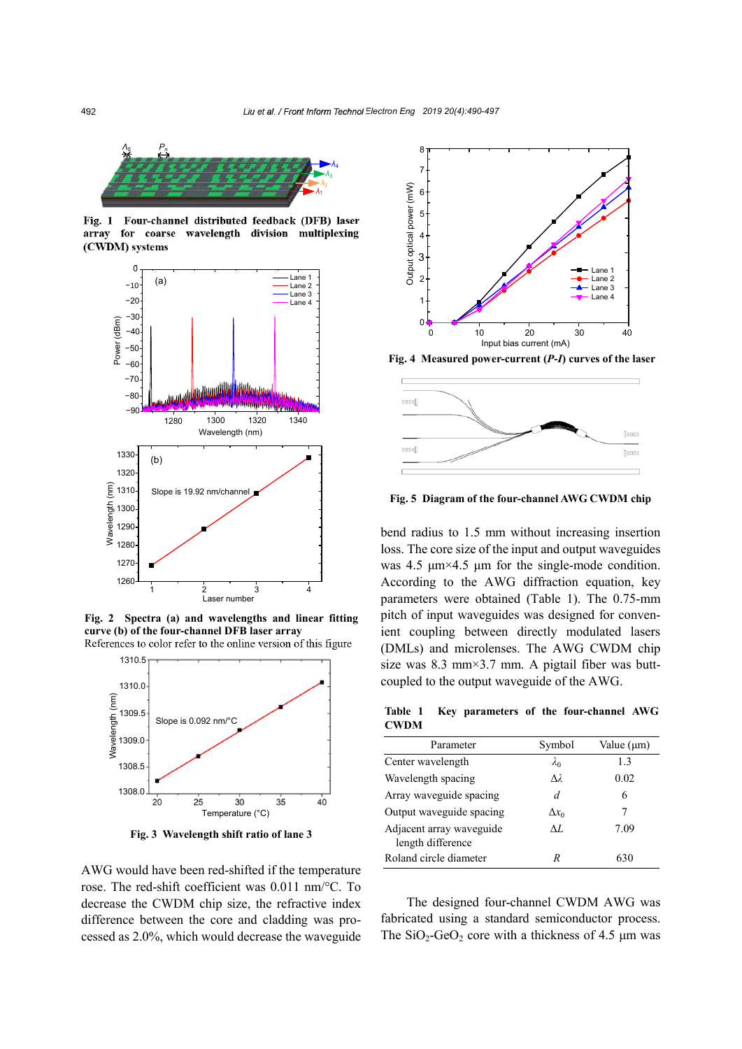**Fig. 1 Four-channel distributed feedback (DFB) laser array for coarse wavelength division multiplexing (CWDM) systems**

**Fig. 2 Spectra (a) and wavelengths and linear fitting curve (b) of the four-channel DFB laser array**
References to color refer to the online version of this figure

**Fig. 3 Wavelength shift ratio of lane 3**

AWG would have been red-shifted if the temperature rose. The red-shift coefficient was 0.011 nm/°C. To decrease the CWDM chip size, the refractive index difference between the core and cladding was processed as 2.0%, which would decrease the waveguide bend radius to 1.5 mm without increasing insertion loss. The core size of the input and output waveguides was 4.5 μm×4.5 μm for the single-mode condition. According to the AWG diffraction equation, key parameters were obtained (Table 1). The 0.75-mm pitch of input waveguides was designed for convenient coupling between directly modulated lasers (DMLs) and microlenses. The AWG CWDM chip size was 8.3 mm×3.7 mm. A pigtail fiber was butt-coupled to the output waveguide of the AWG.

**Fig. 4 Measured power-current (*P*-*I*) curves of the laser**

**Fig. 5 Diagram of the four-channel AWG CWDM chip**

**Table 1 Key parameters of the four-channel AWG CWDM**

| Parameter | Symbol | Value (μm) |
|---|---|---|
| Center wavelength | $\lambda_0$ | 1.3 |
| Wavelength spacing | $\Delta\lambda$ | 0.02 |
| Array waveguide spacing | $d$ | 6 |
| Output waveguide spacing | $\Delta x_0$ | 7 |
| Adjacent array waveguide length difference | $\Delta L$ | 7.09 |
| Roland circle diameter | $R$ | 630 |

The designed four-channel CWDM AWG was fabricated using a standard semiconductor process. The $SiO_2$-$GeO_2$ core with a thickness of 4.5 μm was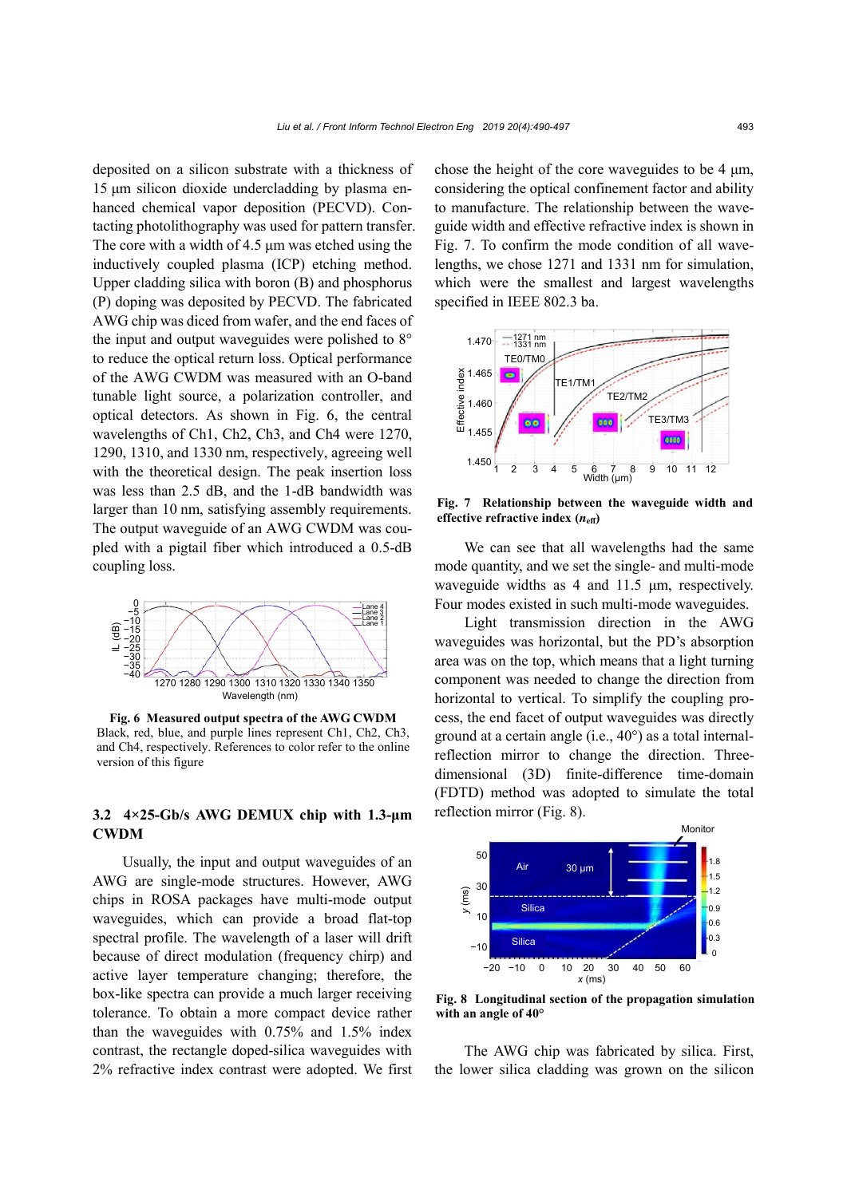deposited on a silicon substrate with a thickness of 15 μm silicon dioxide undercladding by plasma enhanced chemical vapor deposition (PECVD). Contacting photolithography was used for pattern transfer. The core with a width of 4.5 μm was etched using the inductively coupled plasma (ICP) etching method. Upper cladding silica with boron (B) and phosphorus (P) doping was deposited by PECVD. The fabricated AWG chip was diced from wafer, and the end faces of the input and output waveguides were polished to 8° to reduce the optical return loss. Optical performance of the AWG CWDM was measured with an O-band tunable light source, a polarization controller, and optical detectors. As shown in Fig. 6, the central wavelengths of Ch1, Ch2, Ch3, and Ch4 were 1270, 1290, 1310, and 1330 nm, respectively, agreeing well with the theoretical design. The peak insertion loss was less than 2.5 dB, and the 1-dB bandwidth was larger than 10 nm, satisfying assembly requirements. The output waveguide of an AWG CWDM was coupled with a pigtail fiber which introduced a 0.5-dB coupling loss.

**Fig. 6 Measured output spectra of the AWG CWDM**
Black, red, blue, and purple lines represent Ch1, Ch2, Ch3, and Ch4, respectively. References to color refer to the online version of this figure

### 3.2 4×25-Gb/s AWG DEMUX chip with 1.3-μm CWDM

Usually, the input and output waveguides of an AWG are single-mode structures. However, AWG chips in ROSA packages have multi-mode output waveguides, which can provide a broad flat-top spectral profile. The wavelength of a laser will drift because of direct modulation (frequency chirp) and active layer temperature changing; therefore, the box-like spectra can provide a much larger receiving tolerance. To obtain a more compact device rather than the waveguides with 0.75% and 1.5% index contrast, the rectangle doped-silica waveguides with 2% refractive index contrast were adopted. We first chose the height of the core waveguides to be 4 μm, considering the optical confinement factor and ability to manufacture. The relationship between the waveguide width and effective refractive index is shown in Fig. 7. To confirm the mode condition of all wavelengths, we chose 1271 and 1331 nm for simulation, which were the smallest and largest wavelengths specified in IEEE 802.3 ba.

**Fig. 7 Relationship between the waveguide width and effective refractive index ($n_{\text{eff}}$)**

We can see that all wavelengths had the same mode quantity, and we set the single- and multi-mode waveguide widths as 4 and 11.5 μm, respectively. Four modes existed in such multi-mode waveguides.

Light transmission direction in the AWG waveguides was horizontal, but the PD's absorption area was on the top, which means that a light turning component was needed to change the direction from horizontal to vertical. To simplify the coupling process, the end facet of output waveguides was directly ground at a certain angle (i.e., 40°) as a total internal-reflection mirror to change the direction. Three-dimensional (3D) finite-difference time-domain (FDTD) method was adopted to simulate the total reflection mirror (Fig. 8).

**Fig. 8 Longitudinal section of the propagation simulation with an angle of 40°**

The AWG chip was fabricated by silica. First, the lower silica cladding was grown on the silicon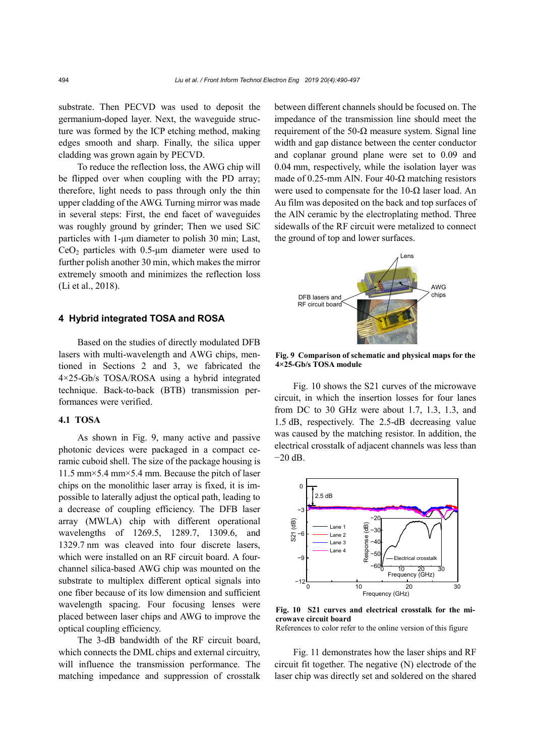substrate. Then PECVD was used to deposit the germanium-doped layer. Next, the waveguide structure was formed by the ICP etching method, making edges smooth and sharp. Finally, the silica upper cladding was grown again by PECVD.

To reduce the reflection loss, the AWG chip will be flipped over when coupling with the PD array; therefore, light needs to pass through only the thin upper cladding of the AWG. Turning mirror was made in several steps: First, the end facet of waveguides was roughly ground by grinder; Then we used SiC particles with 1-μm diameter to polish 30 min; Last, $CeO_2$ particles with 0.5-μm diameter were used to further polish another 30 min, which makes the mirror extremely smooth and minimizes the reflection loss (Li et al., 2018).

## 4 Hybrid integrated TOSA and ROSA

Based on the studies of directly modulated DFB lasers with multi-wavelength and AWG chips, mentioned in Sections 2 and 3, we fabricated the 4×25-Gb/s TOSA/ROSA using a hybrid integrated technique. Back-to-back (BTB) transmission performances were verified.

### 4.1 TOSA

As shown in Fig. 9, many active and passive photonic devices were packaged in a compact ceramic cuboid shell. The size of the package housing is 11.5 mm×5.4 mm×5.4 mm. Because the pitch of laser chips on the monolithic laser array is fixed, it is impossible to laterally adjust the optical path, leading to a decrease of coupling efficiency. The DFB laser array (MWLA) chip with different operational wavelengths of 1269.5, 1289.7, 1309.6, and 1329.7 nm was cleaved into four discrete lasers, which were installed on an RF circuit board. A four-channel silica-based AWG chip was mounted on the substrate to multiplex different optical signals into one fiber because of its low dimension and sufficient wavelength spacing. Four focusing lenses were placed between laser chips and AWG to improve the optical coupling efficiency.

The 3-dB bandwidth of the RF circuit board, which connects the DML chips and external circuitry, will influence the transmission performance. The matching impedance and suppression of crosstalk between different channels should be focused on. The impedance of the transmission line should meet the requirement of the 50-Ω measure system. Signal line width and gap distance between the center conductor and coplanar ground plane were set to 0.09 and 0.04 mm, respectively, while the isolation layer was made of 0.25-mm AlN. Four 40-Ω matching resistors were used to compensate for the 10-Ω laser load. An Au film was deposited on the back and top surfaces of the AlN ceramic by the electroplating method. Three sidewalls of the RF circuit were metalized to connect the ground of top and lower surfaces.

**Fig. 9 Comparison of schematic and physical maps for the 4×25-Gb/s TOSA module**

Fig. 10 shows the S21 curves of the microwave circuit, in which the insertion losses for four lanes from DC to 30 GHz were about 1.7, 1.3, 1.3, and 1.5 dB, respectively. The 2.5-dB decreasing value was caused by the matching resistor. In addition, the electrical crosstalk of adjacent channels was less than −20 dB.

**Fig. 10 S21 curves and electrical crosstalk for the microwave circuit board**
References to color refer to the online version of this figure

Fig. 11 demonstrates how the laser ships and RF circuit fit together. The negative (N) electrode of the laser chip was directly set and soldered on the shared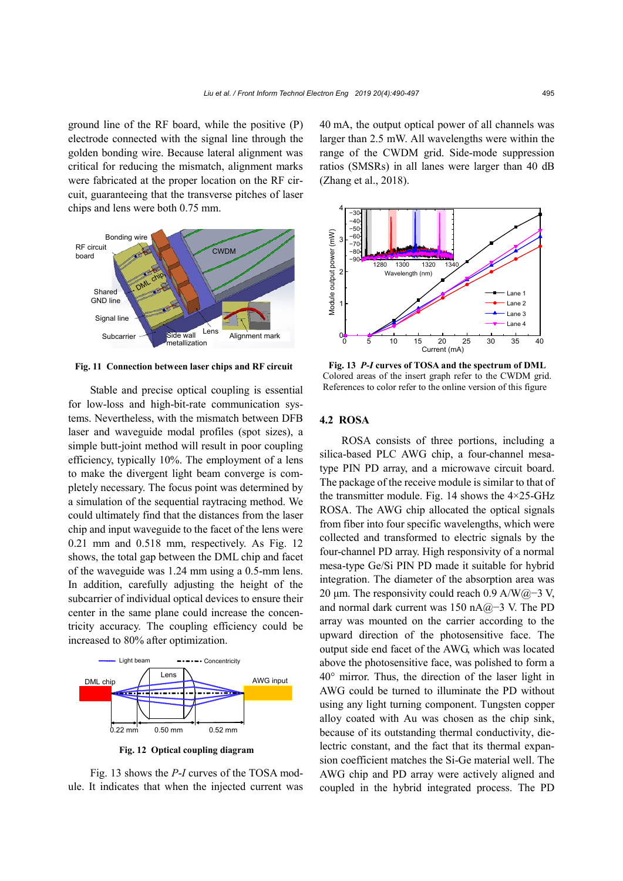ground line of the RF board, while the positive (P) electrode connected with the signal line through the golden bonding wire. Because lateral alignment was critical for reducing the mismatch, alignment marks were fabricated at the proper location on the RF circuit, guaranteeing that the transverse pitches of laser chips and lens were both 0.75 mm.

**Fig. 11 Connection between laser chips and RF circuit**

Stable and precise optical coupling is essential for low-loss and high-bit-rate communication systems. Nevertheless, with the mismatch between DFB laser and waveguide modal profiles (spot sizes), a simple butt-joint method will result in poor coupling efficiency, typically 10%. The employment of a lens to make the divergent light beam converge is completely necessary. The focus point was determined by a simulation of the sequential raytracing method. We could ultimately find that the distances from the laser chip and input waveguide to the facet of the lens were 0.21 mm and 0.518 mm, respectively. As Fig. 12 shows, the total gap between the DML chip and facet of the waveguide was 1.24 mm using a 0.5-mm lens. In addition, carefully adjusting the height of the subcarrier of individual optical devices to ensure their center in the same plane could increase the concentricity accuracy. The coupling efficiency could be increased to 80% after optimization.

**Fig. 12 Optical coupling diagram**

Fig. 13 shows the *P-I* curves of the TOSA module. It indicates that when the injected current was 40 mA, the output optical power of all channels was larger than 2.5 mW. All wavelengths were within the range of the CWDM grid. Side-mode suppression ratios (SMSRs) in all lanes were larger than 40 dB (Zhang et al., 2018).

**Fig. 13 *P-I* curves of TOSA and the spectrum of DML**
Colored areas of the insert graph refer to the CWDM grid. References to color refer to the online version of this figure

## 4.2 ROSA

ROSA consists of three portions, including a silica-based PLC AWG chip, a four-channel mesa-type PIN PD array, and a microwave circuit board. The package of the receive module is similar to that of the transmitter module. Fig. 14 shows the 4×25-GHz ROSA. The AWG chip allocated the optical signals from fiber into four specific wavelengths, which were collected and transformed to electric signals by the four-channel PD array. High responsivity of a normal mesa-type Ge/Si PIN PD made it suitable for hybrid integration. The diameter of the absorption area was 20 μm. The responsivity could reach 0.9 A/W@−3 V, and normal dark current was 150 nA@−3 V. The PD array was mounted on the carrier according to the upward direction of the photosensitive face. The output side end facet of the AWG, which was located above the photosensitive face, was polished to form a 40° mirror. Thus, the direction of the laser light in AWG could be turned to illuminate the PD without using any light turning component. Tungsten copper alloy coated with Au was chosen as the chip sink, because of its outstanding thermal conductivity, dielectric constant, and the fact that its thermal expansion coefficient matches the Si-Ge material well. The AWG chip and PD array were actively aligned and coupled in the hybrid integrated process. The PD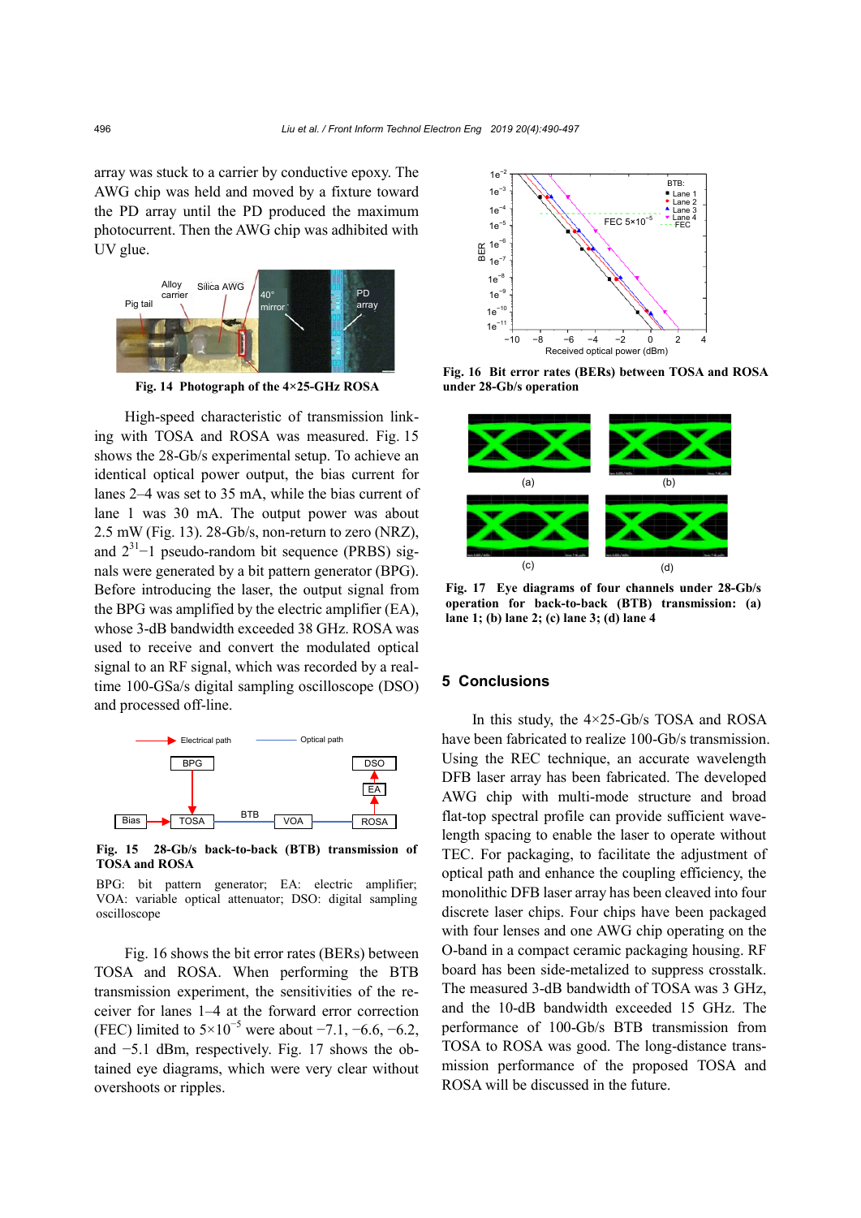array was stuck to a carrier by conductive epoxy. The AWG chip was held and moved by a fixture toward the PD array until the PD produced the maximum photocurrent. Then the AWG chip was adhibited with UV glue.

**Fig. 14 Photograph of the 4×25-GHz ROSA**

High-speed characteristic of transmission linking with TOSA and ROSA was measured. Fig. 15 shows the 28-Gb/s experimental setup. To achieve an identical optical power output, the bias current for lanes 2–4 was set to 35 mA, while the bias current of lane 1 was 30 mA. The output power was about 2.5 mW (Fig. 13). 28-Gb/s, non-return to zero (NRZ), and $2^{31}-1$ pseudo-random bit sequence (PRBS) signals were generated by a bit pattern generator (BPG). Before introducing the laser, the output signal from the BPG was amplified by the electric amplifier (EA), whose 3-dB bandwidth exceeded 38 GHz. ROSA was used to receive and convert the modulated optical signal to an RF signal, which was recorded by a real-time 100-GSa/s digital sampling oscilloscope (DSO) and processed off-line.

**Fig. 15 28-Gb/s back-to-back (BTB) transmission of TOSA and ROSA**

BPG: bit pattern generator; EA: electric amplifier; VOA: variable optical attenuator; DSO: digital sampling oscilloscope

Fig. 16 shows the bit error rates (BERs) between TOSA and ROSA. When performing the BTB transmission experiment, the sensitivities of the receiver for lanes 1–4 at the forward error correction (FEC) limited to $5\times10^{-5}$ were about −7.1, −6.6, −6.2, and −5.1 dBm, respectively. Fig. 17 shows the obtained eye diagrams, which were very clear without overshoots or ripples.

**Fig. 16 Bit error rates (BERs) between TOSA and ROSA under 28-Gb/s operation**

**Fig. 17 Eye diagrams of four channels under 28-Gb/s operation for back-to-back (BTB) transmission: (a) lane 1; (b) lane 2; (c) lane 3; (d) lane 4**

## 5 Conclusions

In this study, the 4×25-Gb/s TOSA and ROSA have been fabricated to realize 100-Gb/s transmission. Using the REC technique, an accurate wavelength DFB laser array has been fabricated. The developed AWG chip with multi-mode structure and broad flat-top spectral profile can provide sufficient wavelength spacing to enable the laser to operate without TEC. For packaging, to facilitate the adjustment of optical path and enhance the coupling efficiency, the monolithic DFB laser array has been cleaved into four discrete laser chips. Four chips have been packaged with four lenses and one AWG chip operating on the O-band in a compact ceramic packaging housing. RF board has been side-metalized to suppress crosstalk. The measured 3-dB bandwidth of TOSA was 3 GHz, and the 10-dB bandwidth exceeded 15 GHz. The performance of 100-Gb/s BTB transmission from TOSA to ROSA was good. The long-distance transmission performance of the proposed TOSA and ROSA will be discussed in the future.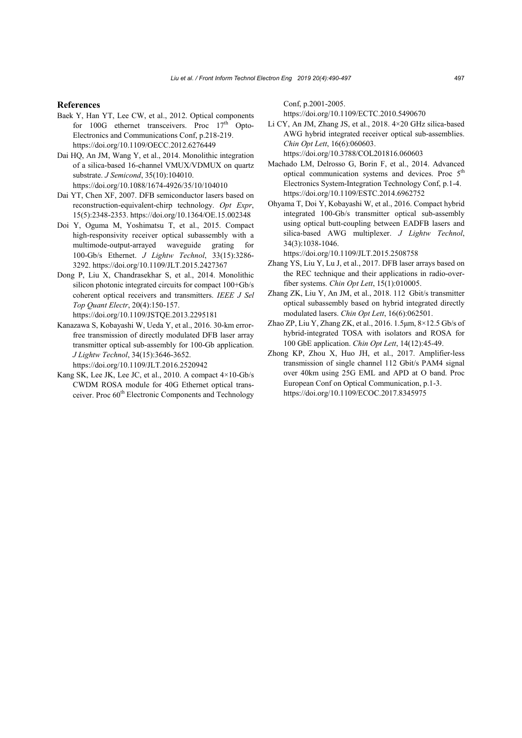## References

Baek Y, Han YT, Lee CW, et al., 2012. Optical components for 100G ethernet transceivers. Proc 17th Opto-Electronics and Communications Conf, p.218-219. https://doi.org/10.1109/OECC.2012.6276449

Dai HQ, An JM, Wang Y, et al., 2014. Monolithic integration of a silica-based 16-channel VMUX/VDMUX on quartz substrate. *J Semicond*, 35(10):104010. https://doi.org/10.1088/1674-4926/35/10/104010

Dai YT, Chen XF, 2007. DFB semiconductor lasers based on reconstruction-equivalent-chirp technology. *Opt Expr*, 15(5):2348-2353. https://doi.org/10.1364/OE.15.002348

Doi Y, Oguma M, Yoshimatsu T, et al., 2015. Compact high-responsivity receiver optical subassembly with a multimode-output-arrayed waveguide grating for 100-Gb/s Ethernet. *J Lightw Technol*, 33(15):3286-3292. https://doi.org/10.1109/JLT.2015.2427367

Dong P, Liu X, Chandrasekhar S, et al., 2014. Monolithic silicon photonic integrated circuits for compact 100+Gb/s coherent optical receivers and transmitters. *IEEE J Sel Top Quant Electr*, 20(4):150-157. https://doi.org/10.1109/JSTQE.2013.2295181

Kanazawa S, Kobayashi W, Ueda Y, et al., 2016. 30-km error-free transmission of directly modulated DFB laser array transmitter optical sub-assembly for 100-Gb application. *J Lightw Technol*, 34(15):3646-3652. https://doi.org/10.1109/JLT.2016.2520942

Kang SK, Lee JK, Lee JC, et al., 2010. A compact 4×10-Gb/s CWDM ROSA module for 40G Ethernet optical transceiver. Proc 60th Electronic Components and Technology Conf, p.2001-2005. https://doi.org/10.1109/ECTC.2010.5490670

Li CY, An JM, Zhang JS, et al., 2018. 4×20 GHz silica-based AWG hybrid integrated receiver optical sub-assemblies. *Chin Opt Lett*, 16(6):060603. https://doi.org/10.3788/COL201816.060603

Machado LM, Delrosso G, Borin F, et al., 2014. Advanced optical communication systems and devices. Proc 5th Electronics System-Integration Technology Conf, p.1-4. https://doi.org/10.1109/ESTC.2014.6962752

Ohyama T, Doi Y, Kobayashi W, et al., 2016. Compact hybrid integrated 100-Gb/s transmitter optical sub-assembly using optical butt-coupling between EADFB lasers and silica-based AWG multiplexer. *J Lightw Technol*, 34(3):1038-1046. https://doi.org/10.1109/JLT.2015.2508758

Zhang YS, Liu Y, Lu J, et al., 2017. DFB laser arrays based on the REC technique and their applications in radio-over-fiber systems. *Chin Opt Lett*, 15(1):010005.

Zhang ZK, Liu Y, An JM, et al., 2018. 112 Gbit/s transmitter optical subassembly based on hybrid integrated directly modulated lasers. *Chin Opt Lett*, 16(6):062501.

Zhao ZP, Liu Y, Zhang ZK, et al., 2016. 1.5μm, 8×12.5 Gb/s of hybrid-integrated TOSA with isolators and ROSA for 100 GbE application. *Chin Opt Lett*, 14(12):45-49.

Zhong KP, Zhou X, Huo JH, et al., 2017. Amplifier-less transmission of single channel 112 Gbit/s PAM4 signal over 40km using 25G EML and APD at O band. Proc European Conf on Optical Communication, p.1-3. https://doi.org/10.1109/ECOC.2017.8345975